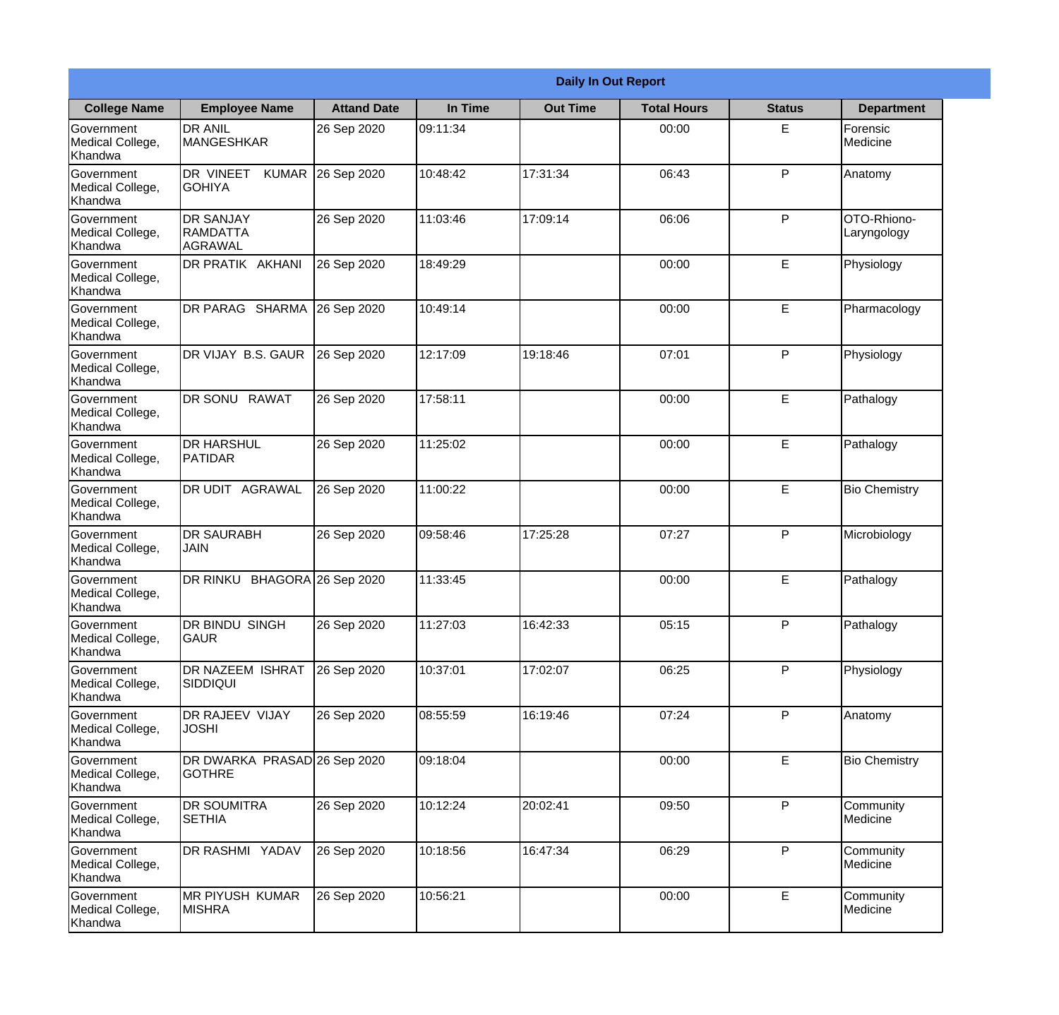## Daily In Out Report

| College Name | Employee Name | Attand Date | In Time | Out Time | Total Hours | Status | Department |
|---|---|---|---|---|---|---|---|
| Government Medical College, Khandwa | DR ANIL MANGESHKAR | 26 Sep 2020 | 09:11:34 | | 00:00 | E | Forensic Medicine |
| Government Medical College, Khandwa | DR VINEET KUMAR GOHIYA | 26 Sep 2020 | 10:48:42 | 17:31:34 | 06:43 | P | Anatomy |
| Government Medical College, Khandwa | DR SANJAY RAMDATTA AGRAWAL | 26 Sep 2020 | 11:03:46 | 17:09:14 | 06:06 | P | OTO-Rhiono-Laryngology |
| Government Medical College, Khandwa | DR PRATIK AKHANI | 26 Sep 2020 | 18:49:29 | | 00:00 | E | Physiology |
| Government Medical College, Khandwa | DR PARAG SHARMA | 26 Sep 2020 | 10:49:14 | | 00:00 | E | Pharmacology |
| Government Medical College, Khandwa | DR VIJAY B.S. GAUR | 26 Sep 2020 | 12:17:09 | 19:18:46 | 07:01 | P | Physiology |
| Government Medical College, Khandwa | DR SONU RAWAT | 26 Sep 2020 | 17:58:11 | | 00:00 | E | Pathalogy |
| Government Medical College, Khandwa | DR HARSHUL PATIDAR | 26 Sep 2020 | 11:25:02 | | 00:00 | E | Pathalogy |
| Government Medical College, Khandwa | DR UDIT AGRAWAL | 26 Sep 2020 | 11:00:22 | | 00:00 | E | Bio Chemistry |
| Government Medical College, Khandwa | DR SAURABH JAIN | 26 Sep 2020 | 09:58:46 | 17:25:28 | 07:27 | P | Microbiology |
| Government Medical College, Khandwa | DR RINKU BHAGORA | 26 Sep 2020 | 11:33:45 | | 00:00 | E | Pathalogy |
| Government Medical College, Khandwa | DR BINDU SINGH GAUR | 26 Sep 2020 | 11:27:03 | 16:42:33 | 05:15 | P | Pathalogy |
| Government Medical College, Khandwa | DR NAZEEM ISHRAT SIDDIQUI | 26 Sep 2020 | 10:37:01 | 17:02:07 | 06:25 | P | Physiology |
| Government Medical College, Khandwa | DR RAJEEV VIJAY JOSHI | 26 Sep 2020 | 08:55:59 | 16:19:46 | 07:24 | P | Anatomy |
| Government Medical College, Khandwa | DR DWARKA PRASAD GOTHRE | 26 Sep 2020 | 09:18:04 | | 00:00 | E | Bio Chemistry |
| Government Medical College, Khandwa | DR SOUMITRA SETHIA | 26 Sep 2020 | 10:12:24 | 20:02:41 | 09:50 | P | Community Medicine |
| Government Medical College, Khandwa | DR RASHMI YADAV | 26 Sep 2020 | 10:18:56 | 16:47:34 | 06:29 | P | Community Medicine |
| Government Medical College, Khandwa | MR PIYUSH KUMAR MISHRA | 26 Sep 2020 | 10:56:21 | | 00:00 | E | Community Medicine |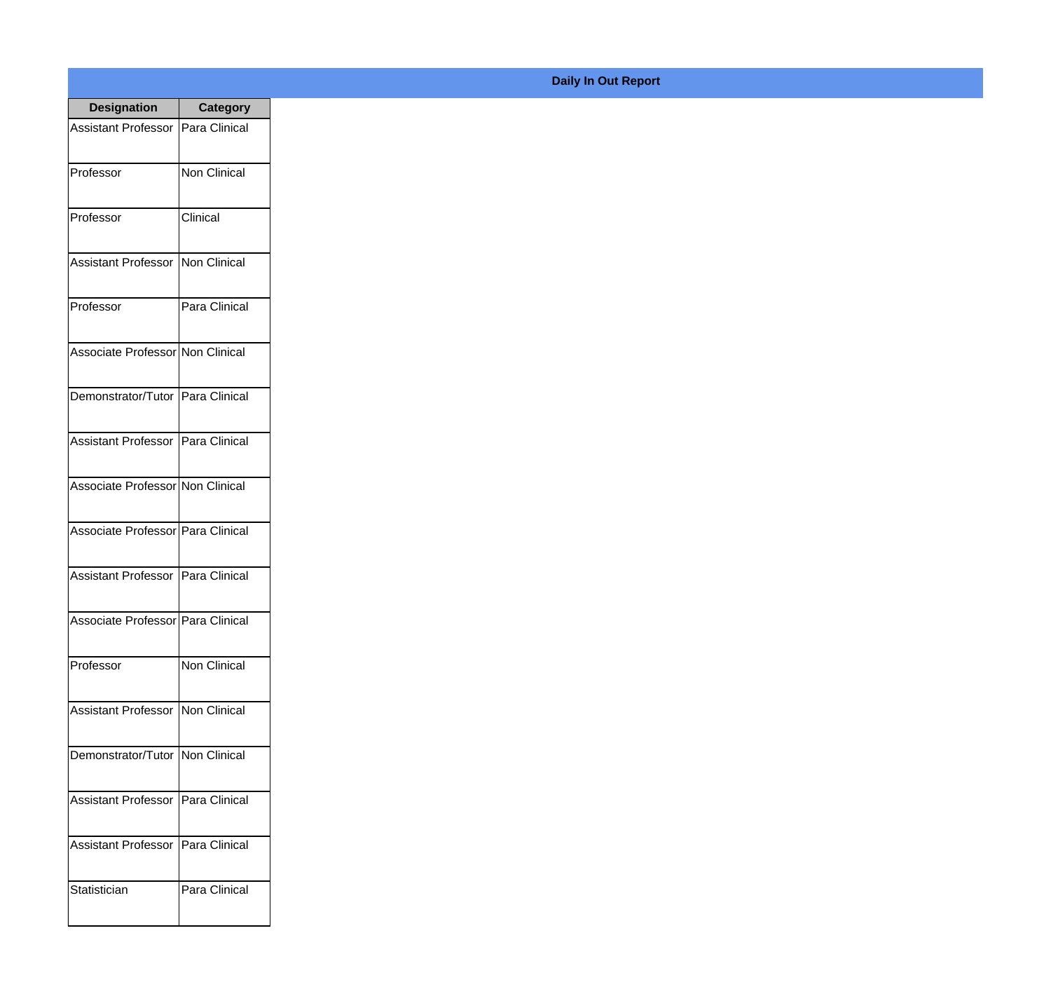## Daily In Out Report

| Designation | Category |
|---|---|
| Assistant Professor | Para Clinical |
| Professor | Non Clinical |
| Professor | Clinical |
| Assistant Professor | Non Clinical |
| Professor | Para Clinical |
| Associate Professor | Non Clinical |
| Demonstrator/Tutor | Para Clinical |
| Assistant Professor | Para Clinical |
| Associate Professor | Non Clinical |
| Associate Professor | Para Clinical |
| Assistant Professor | Para Clinical |
| Associate Professor | Para Clinical |
| Professor | Non Clinical |
| Assistant Professor | Non Clinical |
| Demonstrator/Tutor | Non Clinical |
| Assistant Professor | Para Clinical |
| Assistant Professor | Para Clinical |
| Statistician | Para Clinical |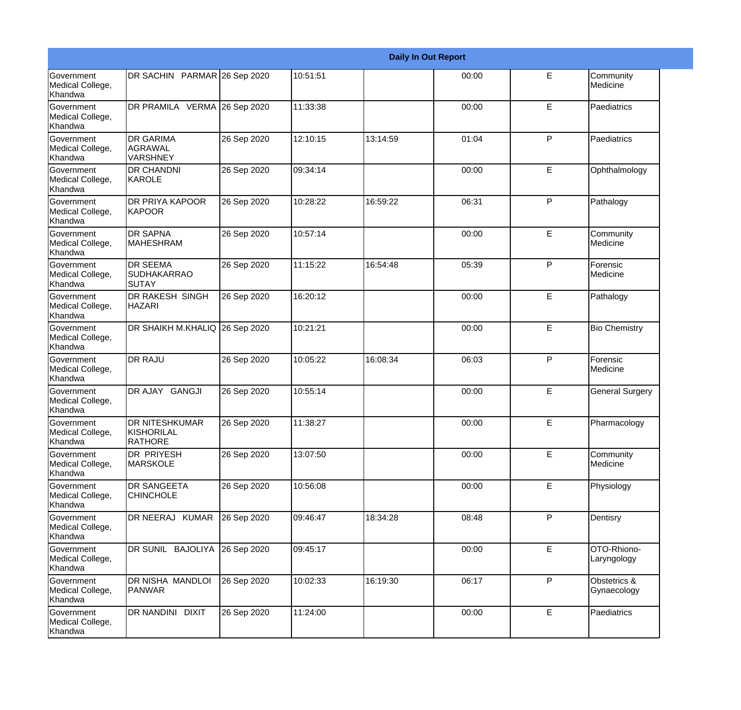| Daily In Out Report | | | | | | | |
|---|---|---|---|---|---|---|---|
| Government Medical College, Khandwa | DR SACHIN PARMAR | 26 Sep 2020 | 10:51:51 | | 00:00 | E | Community Medicine |
| Government Medical College, Khandwa | DR PRAMILA VERMA | 26 Sep 2020 | 11:33:38 | | 00:00 | E | Paediatrics |
| Government Medical College, Khandwa | DR GARIMA AGRAWAL VARSHNEY | 26 Sep 2020 | 12:10:15 | 13:14:59 | 01:04 | P | Paediatrics |
| Government Medical College, Khandwa | DR CHANDNI KAROLE | 26 Sep 2020 | 09:34:14 | | 00:00 | E | Ophthalmology |
| Government Medical College, Khandwa | DR PRIYA KAPOOR KAPOOR | 26 Sep 2020 | 10:28:22 | 16:59:22 | 06:31 | P | Pathalogy |
| Government Medical College, Khandwa | DR SAPNA MAHESHRAM | 26 Sep 2020 | 10:57:14 | | 00:00 | E | Community Medicine |
| Government Medical College, Khandwa | DR SEEMA SUDHAKARRAO SUTAY | 26 Sep 2020 | 11:15:22 | 16:54:48 | 05:39 | P | Forensic Medicine |
| Government Medical College, Khandwa | DR RAKESH SINGH HAZARI | 26 Sep 2020 | 16:20:12 | | 00:00 | E | Pathalogy |
| Government Medical College, Khandwa | DR SHAIKH M.KHALIQ | 26 Sep 2020 | 10:21:21 | | 00:00 | E | Bio Chemistry |
| Government Medical College, Khandwa | DR RAJU | 26 Sep 2020 | 10:05:22 | 16:08:34 | 06:03 | P | Forensic Medicine |
| Government Medical College, Khandwa | DR AJAY GANGJI | 26 Sep 2020 | 10:55:14 | | 00:00 | E | General Surgery |
| Government Medical College, Khandwa | DR NITESHKUMAR KISHORILAL RATHORE | 26 Sep 2020 | 11:38:27 | | 00:00 | E | Pharmacology |
| Government Medical College, Khandwa | DR PRIYESH MARSKOLE | 26 Sep 2020 | 13:07:50 | | 00:00 | E | Community Medicine |
| Government Medical College, Khandwa | DR SANGEETA CHINCHOLE | 26 Sep 2020 | 10:56:08 | | 00:00 | E | Physiology |
| Government Medical College, Khandwa | DR NEERAJ KUMAR | 26 Sep 2020 | 09:46:47 | 18:34:28 | 08:48 | P | Dentisry |
| Government Medical College, Khandwa | DR SUNIL BAJOLIYA | 26 Sep 2020 | 09:45:17 | | 00:00 | E | OTO-Rhiono-Laryngology |
| Government Medical College, Khandwa | DR NISHA MANDLOI PANWAR | 26 Sep 2020 | 10:02:33 | 16:19:30 | 06:17 | P | Obstetrics & Gynaecology |
| Government Medical College, Khandwa | DR NANDINI DIXIT | 26 Sep 2020 | 11:24:00 | | 00:00 | E | Paediatrics |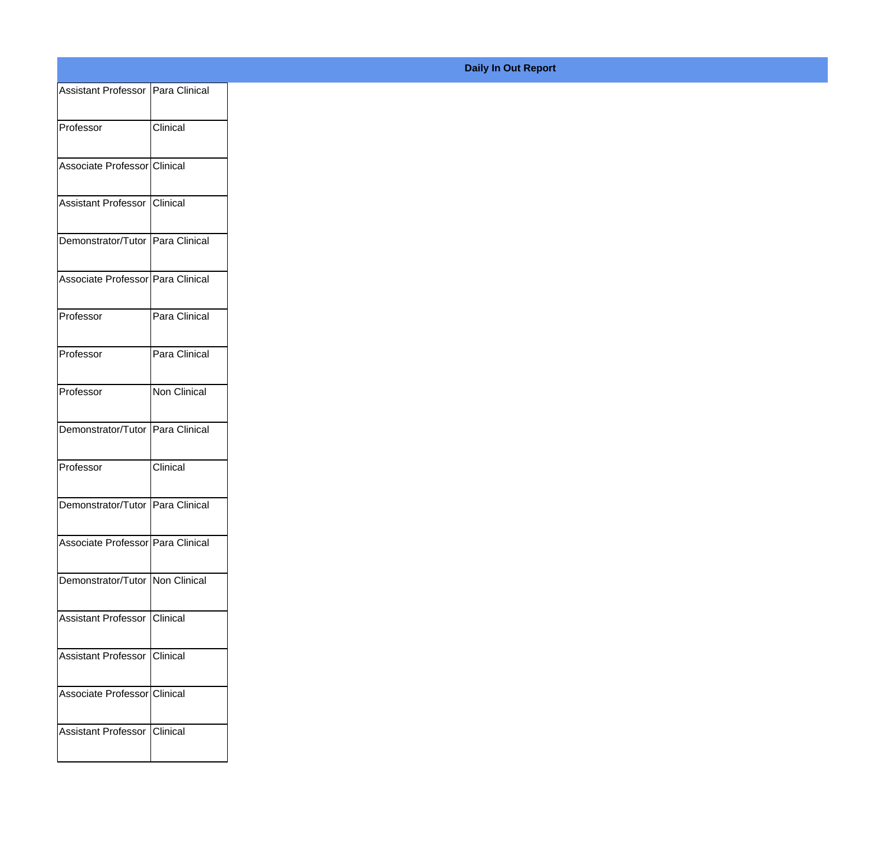**Daily In Out Report**

| | |
|---|---|
| Assistant Professor | Para Clinical |
| Professor | Clinical |
| Associate Professor | Clinical |
| Assistant Professor | Clinical |
| Demonstrator/Tutor | Para Clinical |
| Associate Professor | Para Clinical |
| Professor | Para Clinical |
| Professor | Para Clinical |
| Professor | Non Clinical |
| Demonstrator/Tutor | Para Clinical |
| Professor | Clinical |
| Demonstrator/Tutor | Para Clinical |
| Associate Professor | Para Clinical |
| Demonstrator/Tutor | Non Clinical |
| Assistant Professor | Clinical |
| Assistant Professor | Clinical |
| Associate Professor | Clinical |
| Assistant Professor | Clinical |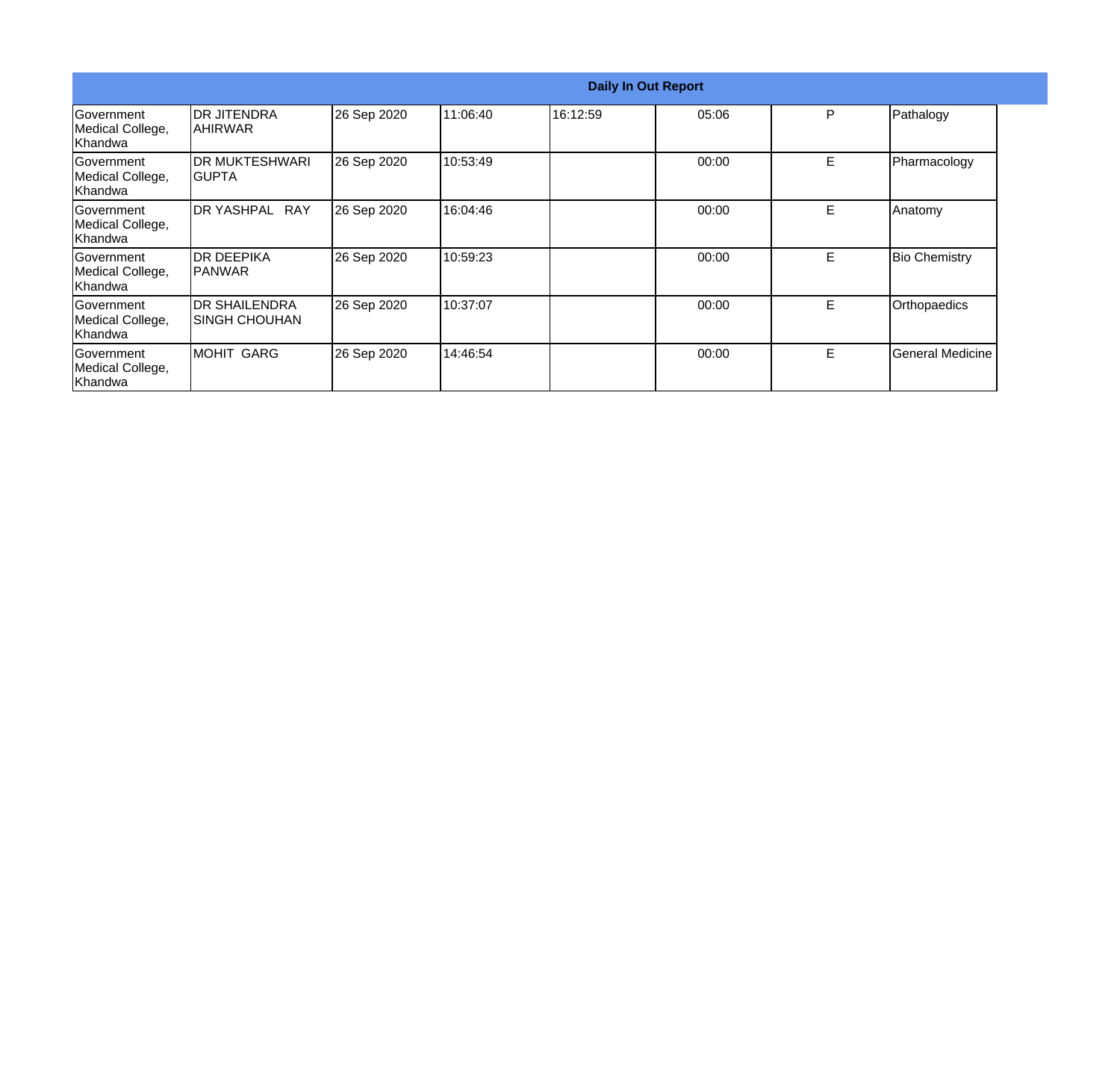| Daily In Out Report | | | | | | | |
|---|---|---|---|---|---|---|---|
| Government Medical College, Khandwa | DR JITENDRA AHIRWAR | 26 Sep 2020 | 11:06:40 | 16:12:59 | 05:06 | P | Pathalogy |
| Government Medical College, Khandwa | DR MUKTESHWARI GUPTA | 26 Sep 2020 | 10:53:49 | | 00:00 | E | Pharmacology |
| Government Medical College, Khandwa | DR YASHPAL RAY | 26 Sep 2020 | 16:04:46 | | 00:00 | E | Anatomy |
| Government Medical College, Khandwa | DR DEEPIKA PANWAR | 26 Sep 2020 | 10:59:23 | | 00:00 | E | Bio Chemistry |
| Government Medical College, Khandwa | DR SHAILENDRA SINGH CHOUHAN | 26 Sep 2020 | 10:37:07 | | 00:00 | E | Orthopaedics |
| Government Medical College, Khandwa | MOHIT GARG | 26 Sep 2020 | 14:46:54 | | 00:00 | E | General Medicine |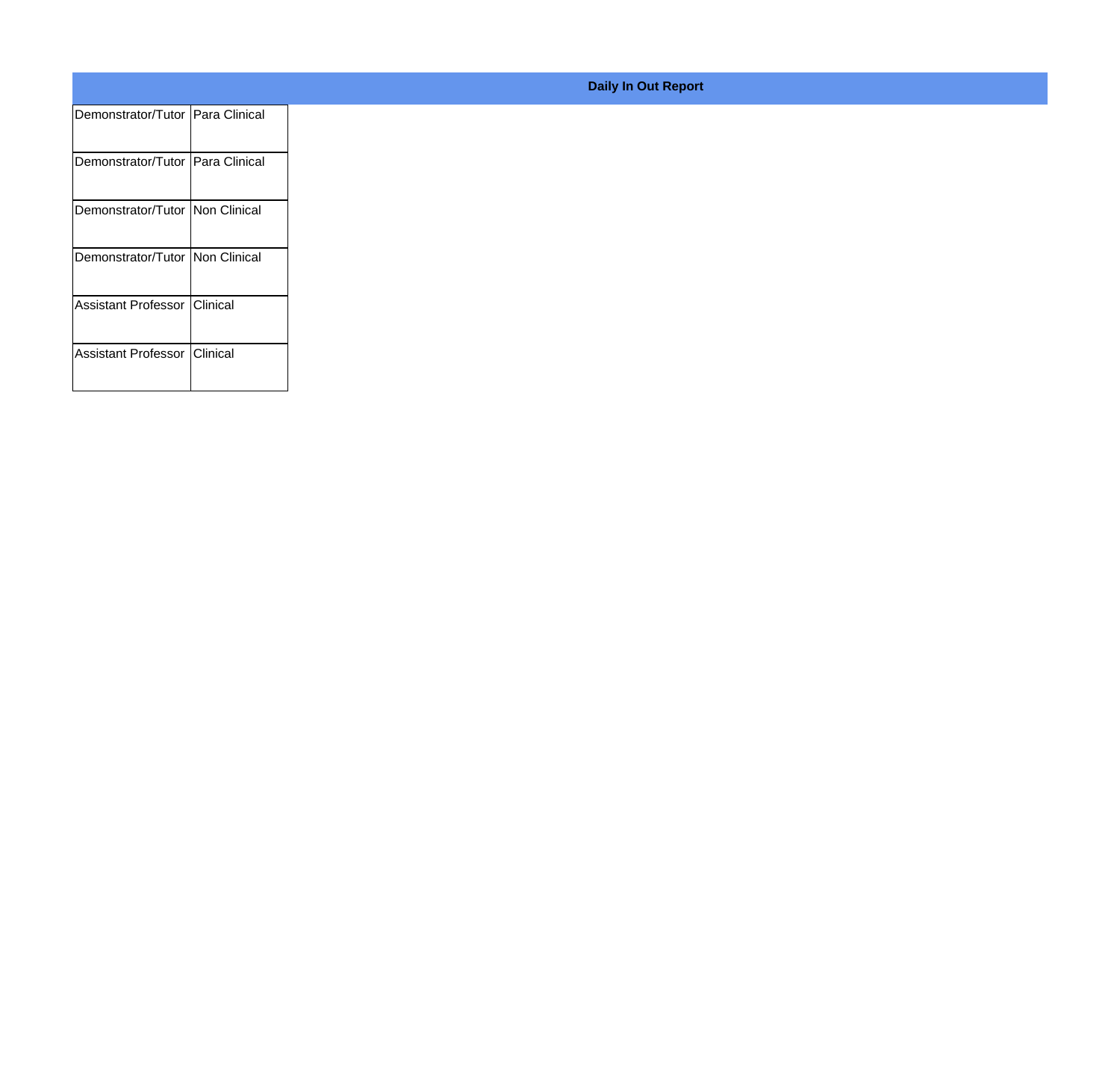**Daily In Out Report**

| | |
|---|---|
| Demonstrator/Tutor | Para Clinical |
| Demonstrator/Tutor | Para Clinical |
| Demonstrator/Tutor | Non Clinical |
| Demonstrator/Tutor | Non Clinical |
| Assistant Professor | Clinical |
| Assistant Professor | Clinical |